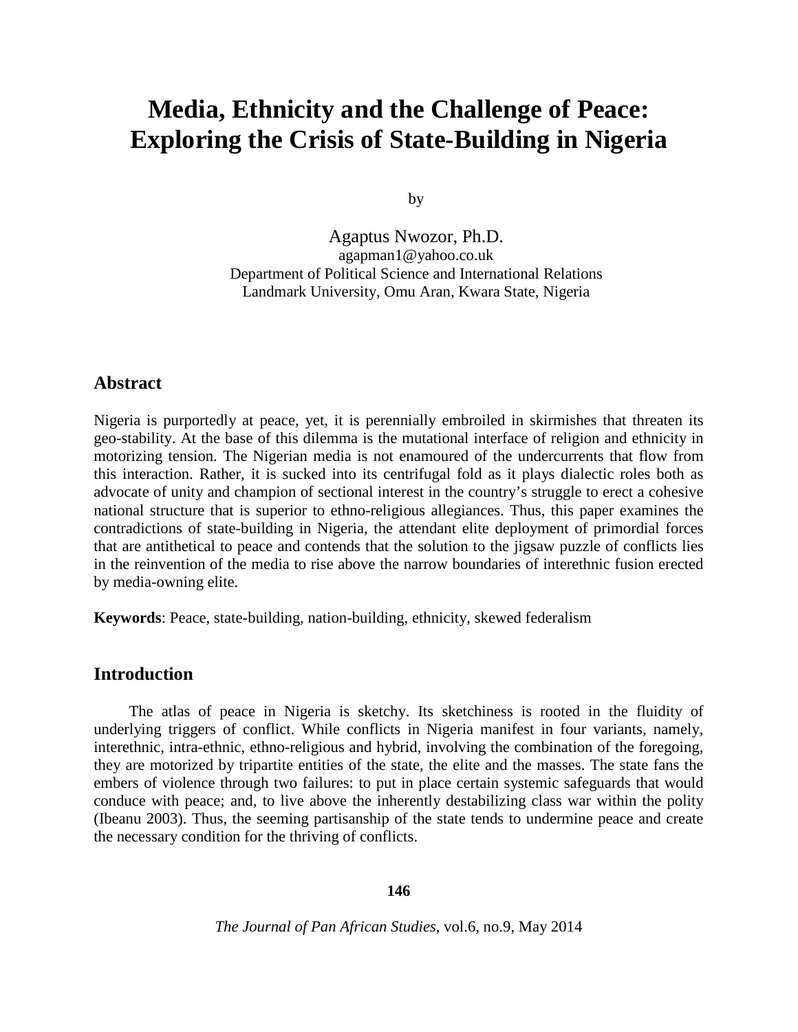# Media, Ethnicity and the Challenge of Peace: Exploring the Crisis of State-Building in Nigeria

by

Agaptus Nwozor, Ph.D.
agapman1@yahoo.co.uk
Department of Political Science and International Relations
Landmark University, Omu Aran, Kwara State, Nigeria

## Abstract

Nigeria is purportedly at peace, yet, it is perennially embroiled in skirmishes that threaten its geo-stability. At the base of this dilemma is the mutational interface of religion and ethnicity in motorizing tension. The Nigerian media is not enamoured of the undercurrents that flow from this interaction. Rather, it is sucked into its centrifugal fold as it plays dialectic roles both as advocate of unity and champion of sectional interest in the country's struggle to erect a cohesive national structure that is superior to ethno-religious allegiances. Thus, this paper examines the contradictions of state-building in Nigeria, the attendant elite deployment of primordial forces that are antithetical to peace and contends that the solution to the jigsaw puzzle of conflicts lies in the reinvention of the media to rise above the narrow boundaries of interethnic fusion erected by media-owning elite.

**Keywords**: Peace, state-building, nation-building, ethnicity, skewed federalism

## Introduction

The atlas of peace in Nigeria is sketchy. Its sketchiness is rooted in the fluidity of underlying triggers of conflict. While conflicts in Nigeria manifest in four variants, namely, interethnic, intra-ethnic, ethno-religious and hybrid, involving the combination of the foregoing, they are motorized by tripartite entities of the state, the elite and the masses. The state fans the embers of violence through two failures: to put in place certain systemic safeguards that would conduce with peace; and, to live above the inherently destabilizing class war within the polity (Ibeanu 2003). Thus, the seeming partisanship of the state tends to undermine peace and create the necessary condition for the thriving of conflicts.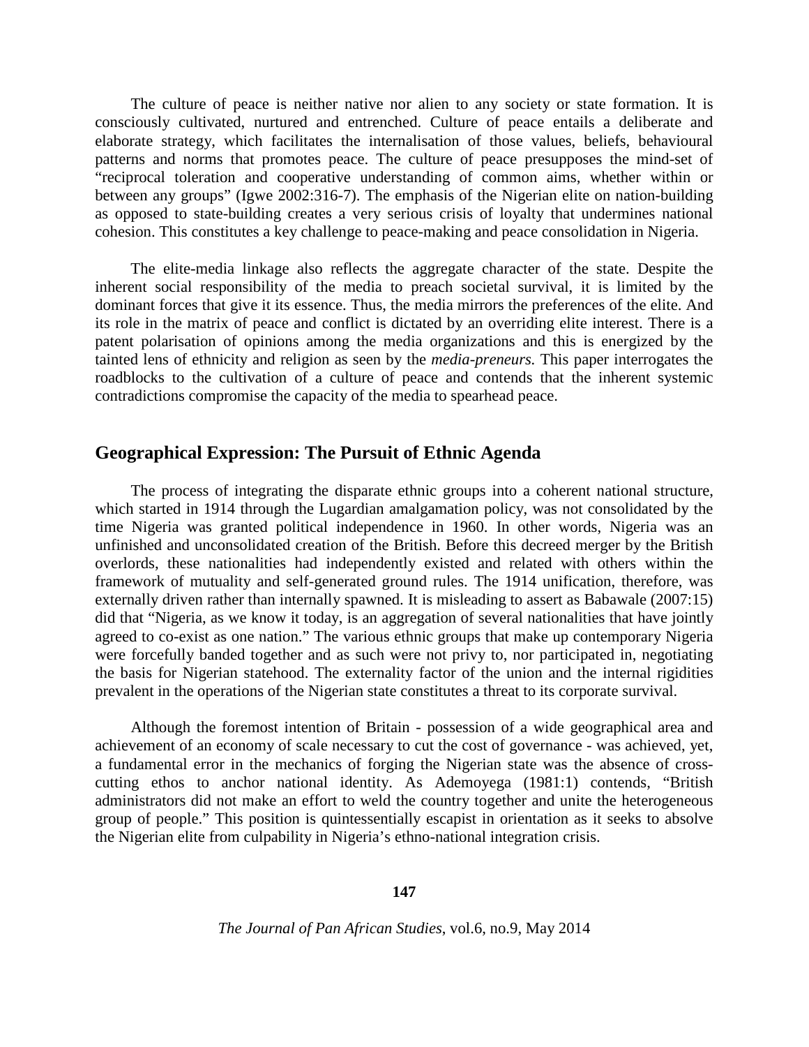The culture of peace is neither native nor alien to any society or state formation. It is consciously cultivated, nurtured and entrenched. Culture of peace entails a deliberate and elaborate strategy, which facilitates the internalisation of those values, beliefs, behavioural patterns and norms that promotes peace. The culture of peace presupposes the mind-set of "reciprocal toleration and cooperative understanding of common aims, whether within or between any groups" (Igwe 2002:316-7). The emphasis of the Nigerian elite on nation-building as opposed to state-building creates a very serious crisis of loyalty that undermines national cohesion. This constitutes a key challenge to peace-making and peace consolidation in Nigeria.

The elite-media linkage also reflects the aggregate character of the state. Despite the inherent social responsibility of the media to preach societal survival, it is limited by the dominant forces that give it its essence. Thus, the media mirrors the preferences of the elite. And its role in the matrix of peace and conflict is dictated by an overriding elite interest. There is a patent polarisation of opinions among the media organizations and this is energized by the tainted lens of ethnicity and religion as seen by the *media-preneurs.* This paper interrogates the roadblocks to the cultivation of a culture of peace and contends that the inherent systemic contradictions compromise the capacity of the media to spearhead peace.

## Geographical Expression: The Pursuit of Ethnic Agenda

The process of integrating the disparate ethnic groups into a coherent national structure, which started in 1914 through the Lugardian amalgamation policy, was not consolidated by the time Nigeria was granted political independence in 1960. In other words, Nigeria was an unfinished and unconsolidated creation of the British. Before this decreed merger by the British overlords, these nationalities had independently existed and related with others within the framework of mutuality and self-generated ground rules. The 1914 unification, therefore, was externally driven rather than internally spawned. It is misleading to assert as Babawale (2007:15) did that "Nigeria, as we know it today, is an aggregation of several nationalities that have jointly agreed to co-exist as one nation." The various ethnic groups that make up contemporary Nigeria were forcefully banded together and as such were not privy to, nor participated in, negotiating the basis for Nigerian statehood. The externality factor of the union and the internal rigidities prevalent in the operations of the Nigerian state constitutes a threat to its corporate survival.

Although the foremost intention of Britain - possession of a wide geographical area and achievement of an economy of scale necessary to cut the cost of governance - was achieved, yet, a fundamental error in the mechanics of forging the Nigerian state was the absence of cross-cutting ethos to anchor national identity. As Ademoyega (1981:1) contends, "British administrators did not make an effort to weld the country together and unite the heterogeneous group of people." This position is quintessentially escapist in orientation as it seeks to absolve the Nigerian elite from culpability in Nigeria's ethno-national integration crisis.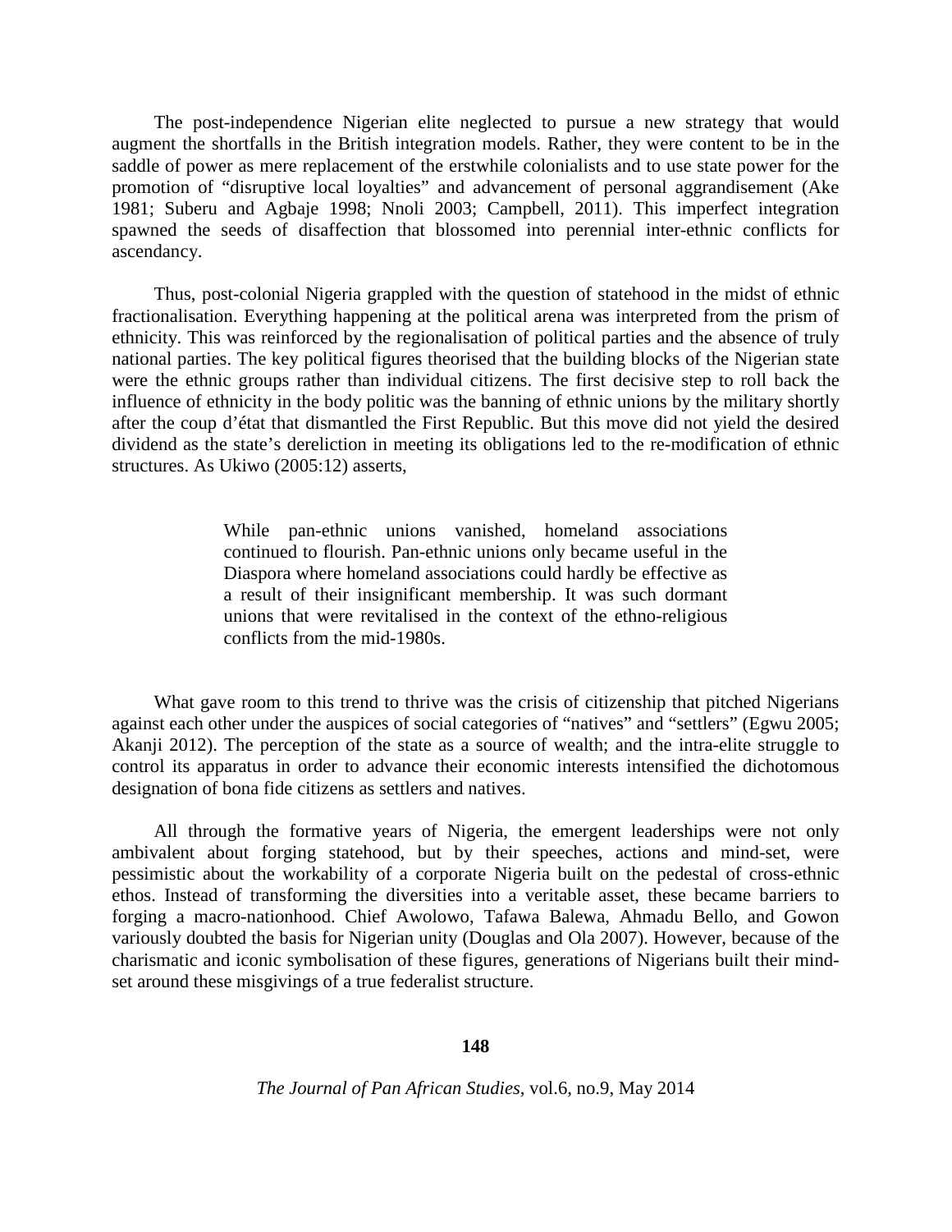The post-independence Nigerian elite neglected to pursue a new strategy that would augment the shortfalls in the British integration models. Rather, they were content to be in the saddle of power as mere replacement of the erstwhile colonialists and to use state power for the promotion of "disruptive local loyalties" and advancement of personal aggrandisement (Ake 1981; Suberu and Agbaje 1998; Nnoli 2003; Campbell, 2011). This imperfect integration spawned the seeds of disaffection that blossomed into perennial inter-ethnic conflicts for ascendancy.

Thus, post-colonial Nigeria grappled with the question of statehood in the midst of ethnic fractionalisation. Everything happening at the political arena was interpreted from the prism of ethnicity. This was reinforced by the regionalisation of political parties and the absence of truly national parties. The key political figures theorised that the building blocks of the Nigerian state were the ethnic groups rather than individual citizens. The first decisive step to roll back the influence of ethnicity in the body politic was the banning of ethnic unions by the military shortly after the coup d'état that dismantled the First Republic. But this move did not yield the desired dividend as the state's dereliction in meeting its obligations led to the re-modification of ethnic structures. As Ukiwo (2005:12) asserts,

> While pan-ethnic unions vanished, homeland associations continued to flourish. Pan-ethnic unions only became useful in the Diaspora where homeland associations could hardly be effective as a result of their insignificant membership. It was such dormant unions that were revitalised in the context of the ethno-religious conflicts from the mid-1980s.

What gave room to this trend to thrive was the crisis of citizenship that pitched Nigerians against each other under the auspices of social categories of "natives" and "settlers" (Egwu 2005; Akanji 2012). The perception of the state as a source of wealth; and the intra-elite struggle to control its apparatus in order to advance their economic interests intensified the dichotomous designation of bona fide citizens as settlers and natives.

All through the formative years of Nigeria, the emergent leaderships were not only ambivalent about forging statehood, but by their speeches, actions and mind-set, were pessimistic about the workability of a corporate Nigeria built on the pedestal of cross-ethnic ethos. Instead of transforming the diversities into a veritable asset, these became barriers to forging a macro-nationhood. Chief Awolowo, Tafawa Balewa, Ahmadu Bello, and Gowon variously doubted the basis for Nigerian unity (Douglas and Ola 2007). However, because of the charismatic and iconic symbolisation of these figures, generations of Nigerians built their mind-set around these misgivings of a true federalist structure.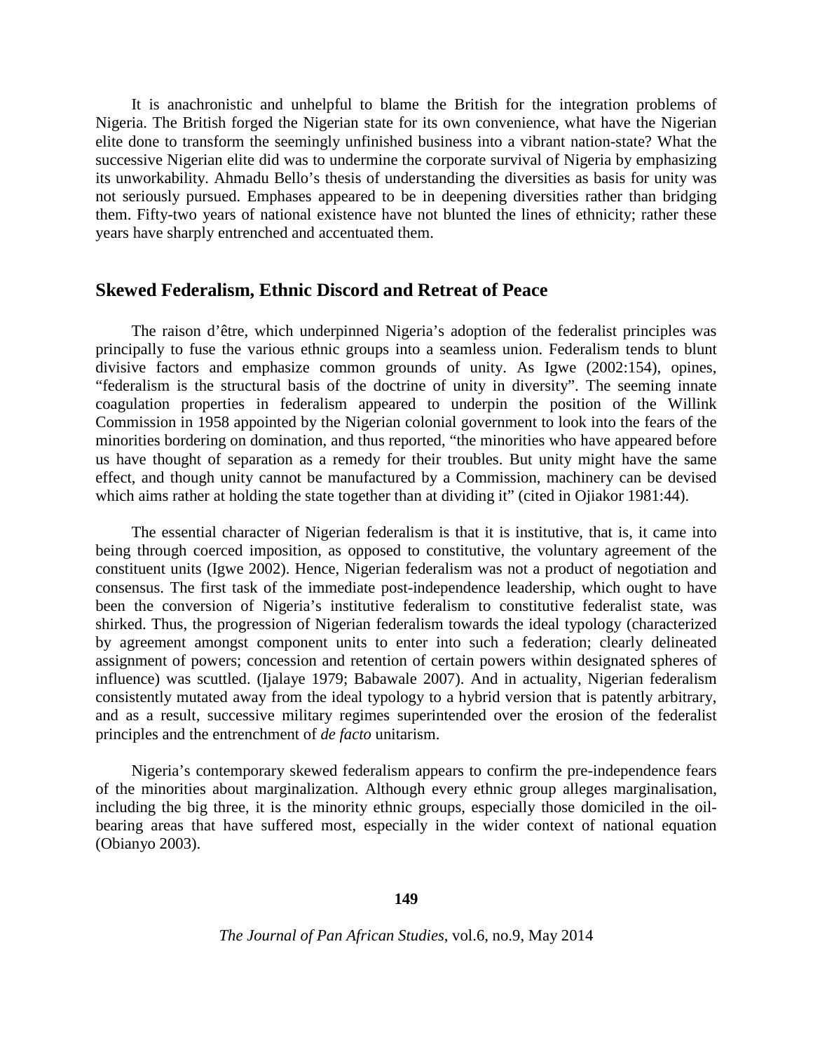It is anachronistic and unhelpful to blame the British for the integration problems of Nigeria. The British forged the Nigerian state for its own convenience, what have the Nigerian elite done to transform the seemingly unfinished business into a vibrant nation-state? What the successive Nigerian elite did was to undermine the corporate survival of Nigeria by emphasizing its unworkability. Ahmadu Bello's thesis of understanding the diversities as basis for unity was not seriously pursued. Emphases appeared to be in deepening diversities rather than bridging them. Fifty-two years of national existence have not blunted the lines of ethnicity; rather these years have sharply entrenched and accentuated them.

## Skewed Federalism, Ethnic Discord and Retreat of Peace

The raison d'être, which underpinned Nigeria's adoption of the federalist principles was principally to fuse the various ethnic groups into a seamless union. Federalism tends to blunt divisive factors and emphasize common grounds of unity. As Igwe (2002:154), opines, "federalism is the structural basis of the doctrine of unity in diversity". The seeming innate coagulation properties in federalism appeared to underpin the position of the Willink Commission in 1958 appointed by the Nigerian colonial government to look into the fears of the minorities bordering on domination, and thus reported, "the minorities who have appeared before us have thought of separation as a remedy for their troubles. But unity might have the same effect, and though unity cannot be manufactured by a Commission, machinery can be devised which aims rather at holding the state together than at dividing it" (cited in Ojiakor 1981:44).

The essential character of Nigerian federalism is that it is institutive, that is, it came into being through coerced imposition, as opposed to constitutive, the voluntary agreement of the constituent units (Igwe 2002). Hence, Nigerian federalism was not a product of negotiation and consensus. The first task of the immediate post-independence leadership, which ought to have been the conversion of Nigeria's institutive federalism to constitutive federalist state, was shirked. Thus, the progression of Nigerian federalism towards the ideal typology (characterized by agreement amongst component units to enter into such a federation; clearly delineated assignment of powers; concession and retention of certain powers within designated spheres of influence) was scuttled. (Ijalaye 1979; Babawale 2007). And in actuality, Nigerian federalism consistently mutated away from the ideal typology to a hybrid version that is patently arbitrary, and as a result, successive military regimes superintended over the erosion of the federalist principles and the entrenchment of *de facto* unitarism.

Nigeria's contemporary skewed federalism appears to confirm the pre-independence fears of the minorities about marginalization. Although every ethnic group alleges marginalisation, including the big three, it is the minority ethnic groups, especially those domiciled in the oil-bearing areas that have suffered most, especially in the wider context of national equation (Obianyo 2003).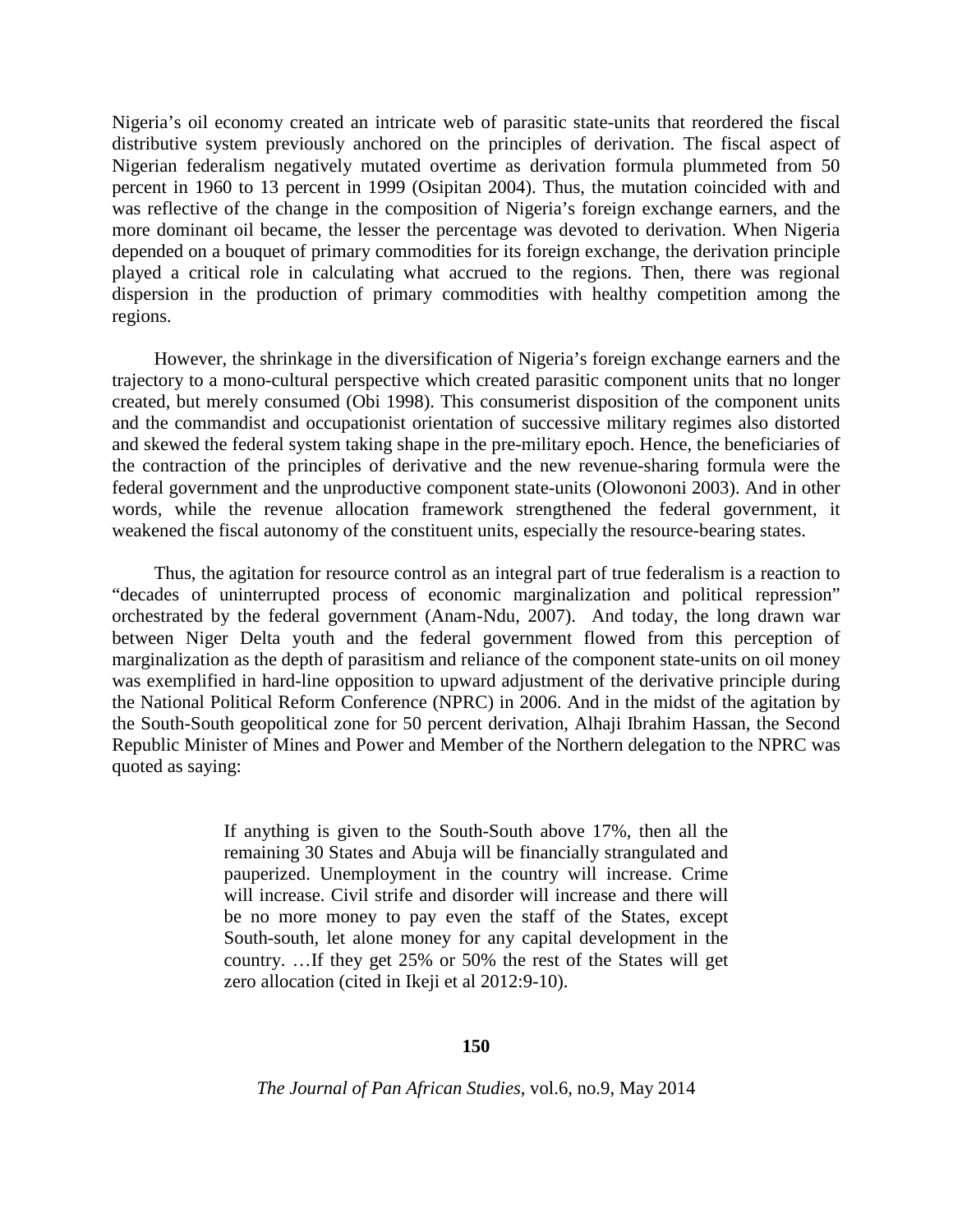Nigeria's oil economy created an intricate web of parasitic state-units that reordered the fiscal distributive system previously anchored on the principles of derivation. The fiscal aspect of Nigerian federalism negatively mutated overtime as derivation formula plummeted from 50 percent in 1960 to 13 percent in 1999 (Osipitan 2004). Thus, the mutation coincided with and was reflective of the change in the composition of Nigeria's foreign exchange earners, and the more dominant oil became, the lesser the percentage was devoted to derivation. When Nigeria depended on a bouquet of primary commodities for its foreign exchange, the derivation principle played a critical role in calculating what accrued to the regions. Then, there was regional dispersion in the production of primary commodities with healthy competition among the regions.

However, the shrinkage in the diversification of Nigeria's foreign exchange earners and the trajectory to a mono-cultural perspective which created parasitic component units that no longer created, but merely consumed (Obi 1998). This consumerist disposition of the component units and the commandist and occupationist orientation of successive military regimes also distorted and skewed the federal system taking shape in the pre-military epoch. Hence, the beneficiaries of the contraction of the principles of derivative and the new revenue-sharing formula were the federal government and the unproductive component state-units (Olowononi 2003). And in other words, while the revenue allocation framework strengthened the federal government, it weakened the fiscal autonomy of the constituent units, especially the resource-bearing states.

Thus, the agitation for resource control as an integral part of true federalism is a reaction to "decades of uninterrupted process of economic marginalization and political repression" orchestrated by the federal government (Anam-Ndu, 2007). And today, the long drawn war between Niger Delta youth and the federal government flowed from this perception of marginalization as the depth of parasitism and reliance of the component state-units on oil money was exemplified in hard-line opposition to upward adjustment of the derivative principle during the National Political Reform Conference (NPRC) in 2006. And in the midst of the agitation by the South-South geopolitical zone for 50 percent derivation, Alhaji Ibrahim Hassan, the Second Republic Minister of Mines and Power and Member of the Northern delegation to the NPRC was quoted as saying:

> If anything is given to the South-South above 17%, then all the remaining 30 States and Abuja will be financially strangulated and pauperized. Unemployment in the country will increase. Crime will increase. Civil strife and disorder will increase and there will be no more money to pay even the staff of the States, except South-south, let alone money for any capital development in the country. …If they get 25% or 50% the rest of the States will get zero allocation (cited in Ikeji et al 2012:9-10).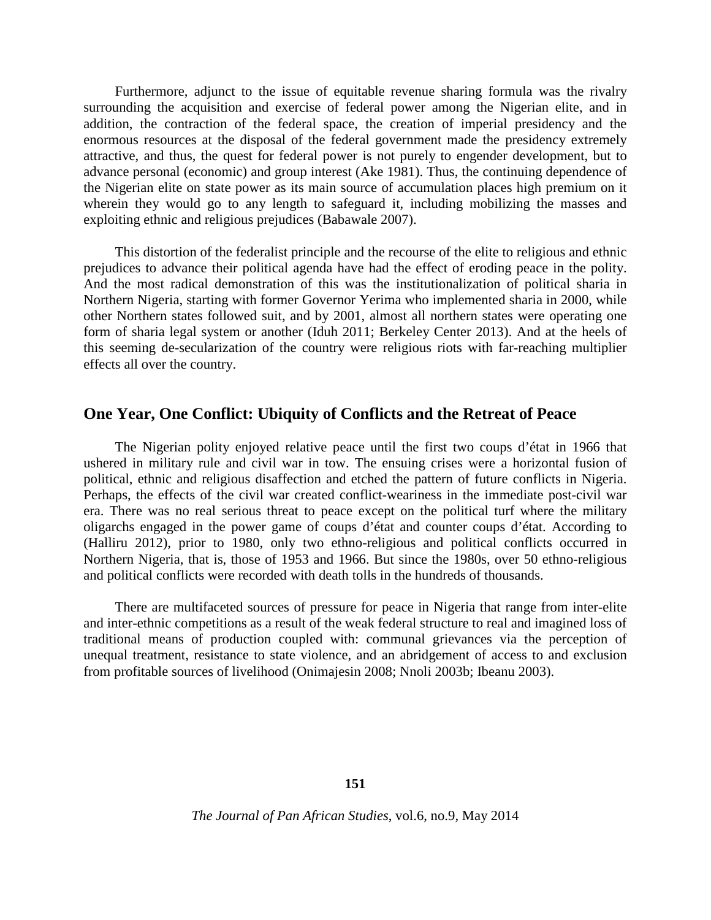Furthermore, adjunct to the issue of equitable revenue sharing formula was the rivalry surrounding the acquisition and exercise of federal power among the Nigerian elite, and in addition, the contraction of the federal space, the creation of imperial presidency and the enormous resources at the disposal of the federal government made the presidency extremely attractive, and thus, the quest for federal power is not purely to engender development, but to advance personal (economic) and group interest (Ake 1981). Thus, the continuing dependence of the Nigerian elite on state power as its main source of accumulation places high premium on it wherein they would go to any length to safeguard it, including mobilizing the masses and exploiting ethnic and religious prejudices (Babawale 2007).

This distortion of the federalist principle and the recourse of the elite to religious and ethnic prejudices to advance their political agenda have had the effect of eroding peace in the polity. And the most radical demonstration of this was the institutionalization of political sharia in Northern Nigeria, starting with former Governor Yerima who implemented sharia in 2000, while other Northern states followed suit, and by 2001, almost all northern states were operating one form of sharia legal system or another (Iduh 2011; Berkeley Center 2013). And at the heels of this seeming de-secularization of the country were religious riots with far-reaching multiplier effects all over the country.

## One Year, One Conflict: Ubiquity of Conflicts and the Retreat of Peace

The Nigerian polity enjoyed relative peace until the first two coups d'état in 1966 that ushered in military rule and civil war in tow. The ensuing crises were a horizontal fusion of political, ethnic and religious disaffection and etched the pattern of future conflicts in Nigeria. Perhaps, the effects of the civil war created conflict-weariness in the immediate post-civil war era. There was no real serious threat to peace except on the political turf where the military oligarchs engaged in the power game of coups d'état and counter coups d'état. According to (Halliru 2012), prior to 1980, only two ethno-religious and political conflicts occurred in Northern Nigeria, that is, those of 1953 and 1966. But since the 1980s, over 50 ethno-religious and political conflicts were recorded with death tolls in the hundreds of thousands.

There are multifaceted sources of pressure for peace in Nigeria that range from inter-elite and inter-ethnic competitions as a result of the weak federal structure to real and imagined loss of traditional means of production coupled with: communal grievances via the perception of unequal treatment, resistance to state violence, and an abridgement of access to and exclusion from profitable sources of livelihood (Onimajesin 2008; Nnoli 2003b; Ibeanu 2003).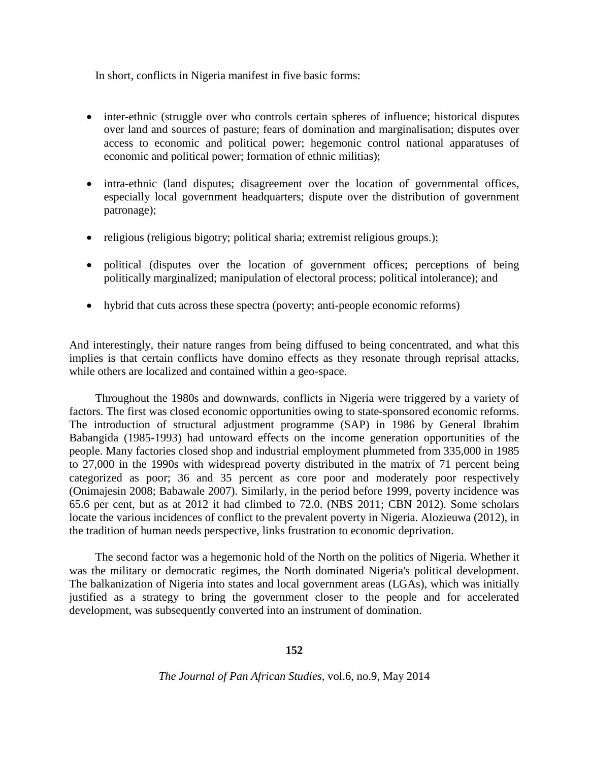In short, conflicts in Nigeria manifest in five basic forms:

- inter-ethnic (struggle over who controls certain spheres of influence; historical disputes over land and sources of pasture; fears of domination and marginalisation; disputes over access to economic and political power; hegemonic control national apparatuses of economic and political power; formation of ethnic militias);
- intra-ethnic (land disputes; disagreement over the location of governmental offices, especially local government headquarters; dispute over the distribution of government patronage);
- religious (religious bigotry; political sharia; extremist religious groups.);
- political (disputes over the location of government offices; perceptions of being politically marginalized; manipulation of electoral process; political intolerance); and
- hybrid that cuts across these spectra (poverty; anti-people economic reforms)

And interestingly, their nature ranges from being diffused to being concentrated, and what this implies is that certain conflicts have domino effects as they resonate through reprisal attacks, while others are localized and contained within a geo-space.

Throughout the 1980s and downwards, conflicts in Nigeria were triggered by a variety of factors. The first was closed economic opportunities owing to state-sponsored economic reforms. The introduction of structural adjustment programme (SAP) in 1986 by General Ibrahim Babangida (1985-1993) had untoward effects on the income generation opportunities of the people. Many factories closed shop and industrial employment plummeted from 335,000 in 1985 to 27,000 in the 1990s with widespread poverty distributed in the matrix of 71 percent being categorized as poor; 36 and 35 percent as core poor and moderately poor respectively (Onimajesin 2008; Babawale 2007). Similarly, in the period before 1999, poverty incidence was 65.6 per cent, but as at 2012 it had climbed to 72.0. (NBS 2011; CBN 2012). Some scholars locate the various incidences of conflict to the prevalent poverty in Nigeria. Alozieuwa (2012), in the tradition of human needs perspective, links frustration to economic deprivation.

The second factor was a hegemonic hold of the North on the politics of Nigeria. Whether it was the military or democratic regimes, the North dominated Nigeria's political development. The balkanization of Nigeria into states and local government areas (LGAs), which was initially justified as a strategy to bring the government closer to the people and for accelerated development, was subsequently converted into an instrument of domination.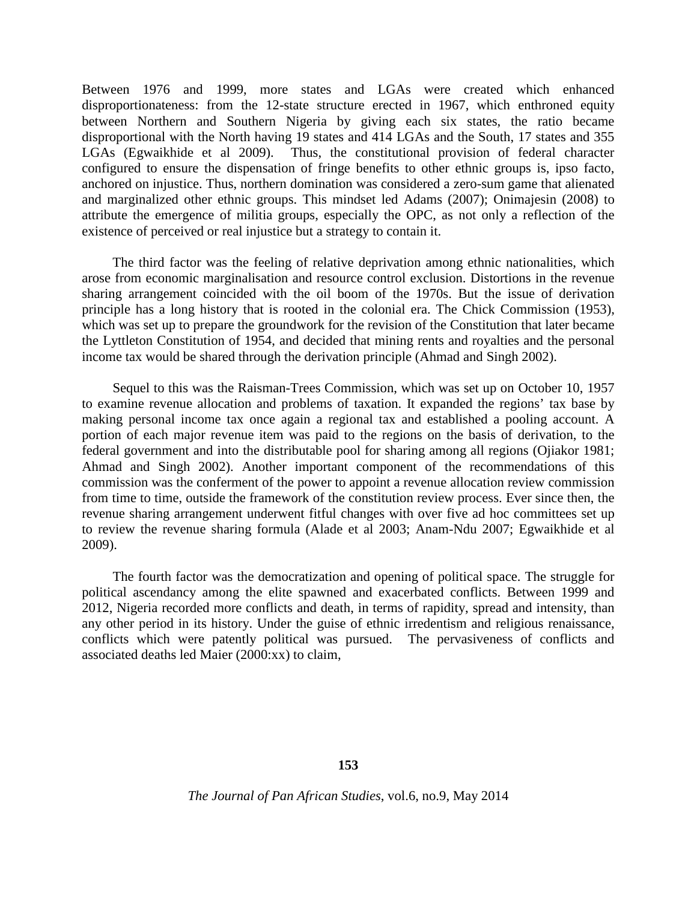Between 1976 and 1999, more states and LGAs were created which enhanced disproportionateness: from the 12-state structure erected in 1967, which enthroned equity between Northern and Southern Nigeria by giving each six states, the ratio became disproportional with the North having 19 states and 414 LGAs and the South, 17 states and 355 LGAs (Egwaikhide et al 2009). Thus, the constitutional provision of federal character configured to ensure the dispensation of fringe benefits to other ethnic groups is, ipso facto, anchored on injustice. Thus, northern domination was considered a zero-sum game that alienated and marginalized other ethnic groups. This mindset led Adams (2007); Onimajesin (2008) to attribute the emergence of militia groups, especially the OPC, as not only a reflection of the existence of perceived or real injustice but a strategy to contain it.

The third factor was the feeling of relative deprivation among ethnic nationalities, which arose from economic marginalisation and resource control exclusion. Distortions in the revenue sharing arrangement coincided with the oil boom of the 1970s. But the issue of derivation principle has a long history that is rooted in the colonial era. The Chick Commission (1953), which was set up to prepare the groundwork for the revision of the Constitution that later became the Lyttleton Constitution of 1954, and decided that mining rents and royalties and the personal income tax would be shared through the derivation principle (Ahmad and Singh 2002).

Sequel to this was the Raisman-Trees Commission, which was set up on October 10, 1957 to examine revenue allocation and problems of taxation. It expanded the regions' tax base by making personal income tax once again a regional tax and established a pooling account. A portion of each major revenue item was paid to the regions on the basis of derivation, to the federal government and into the distributable pool for sharing among all regions (Ojiakor 1981; Ahmad and Singh 2002). Another important component of the recommendations of this commission was the conferment of the power to appoint a revenue allocation review commission from time to time, outside the framework of the constitution review process. Ever since then, the revenue sharing arrangement underwent fitful changes with over five ad hoc committees set up to review the revenue sharing formula (Alade et al 2003; Anam-Ndu 2007; Egwaikhide et al 2009).

The fourth factor was the democratization and opening of political space. The struggle for political ascendancy among the elite spawned and exacerbated conflicts. Between 1999 and 2012, Nigeria recorded more conflicts and death, in terms of rapidity, spread and intensity, than any other period in its history. Under the guise of ethnic irredentism and religious renaissance, conflicts which were patently political was pursued. The pervasiveness of conflicts and associated deaths led Maier (2000:xx) to claim,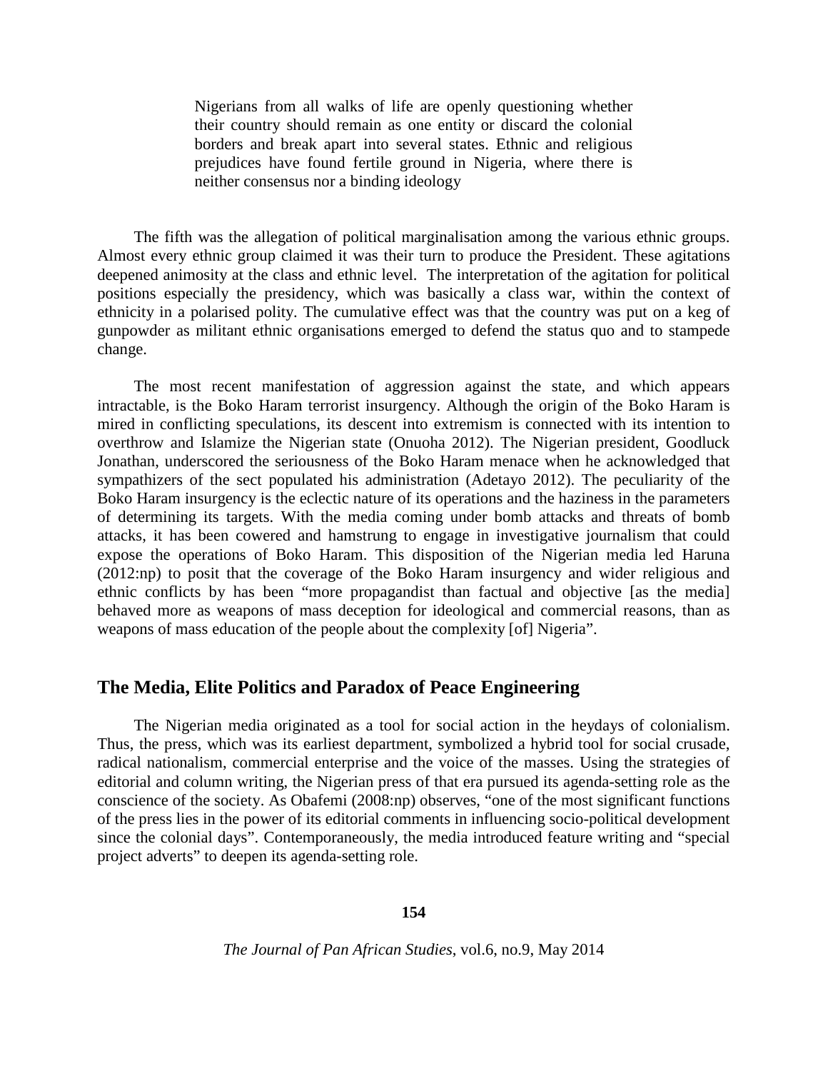> Nigerians from all walks of life are openly questioning whether their country should remain as one entity or discard the colonial borders and break apart into several states. Ethnic and religious prejudices have found fertile ground in Nigeria, where there is neither consensus nor a binding ideology

The fifth was the allegation of political marginalisation among the various ethnic groups. Almost every ethnic group claimed it was their turn to produce the President. These agitations deepened animosity at the class and ethnic level. The interpretation of the agitation for political positions especially the presidency, which was basically a class war, within the context of ethnicity in a polarised polity. The cumulative effect was that the country was put on a keg of gunpowder as militant ethnic organisations emerged to defend the status quo and to stampede change.

The most recent manifestation of aggression against the state, and which appears intractable, is the Boko Haram terrorist insurgency. Although the origin of the Boko Haram is mired in conflicting speculations, its descent into extremism is connected with its intention to overthrow and Islamize the Nigerian state (Onuoha 2012). The Nigerian president, Goodluck Jonathan, underscored the seriousness of the Boko Haram menace when he acknowledged that sympathizers of the sect populated his administration (Adetayo 2012). The peculiarity of the Boko Haram insurgency is the eclectic nature of its operations and the haziness in the parameters of determining its targets. With the media coming under bomb attacks and threats of bomb attacks, it has been cowered and hamstrung to engage in investigative journalism that could expose the operations of Boko Haram. This disposition of the Nigerian media led Haruna (2012:np) to posit that the coverage of the Boko Haram insurgency and wider religious and ethnic conflicts by has been "more propagandist than factual and objective [as the media] behaved more as weapons of mass deception for ideological and commercial reasons, than as weapons of mass education of the people about the complexity [of] Nigeria".

## The Media, Elite Politics and Paradox of Peace Engineering

The Nigerian media originated as a tool for social action in the heydays of colonialism. Thus, the press, which was its earliest department, symbolized a hybrid tool for social crusade, radical nationalism, commercial enterprise and the voice of the masses. Using the strategies of editorial and column writing, the Nigerian press of that era pursued its agenda-setting role as the conscience of the society. As Obafemi (2008:np) observes, "one of the most significant functions of the press lies in the power of its editorial comments in influencing socio-political development since the colonial days". Contemporaneously, the media introduced feature writing and "special project adverts" to deepen its agenda-setting role.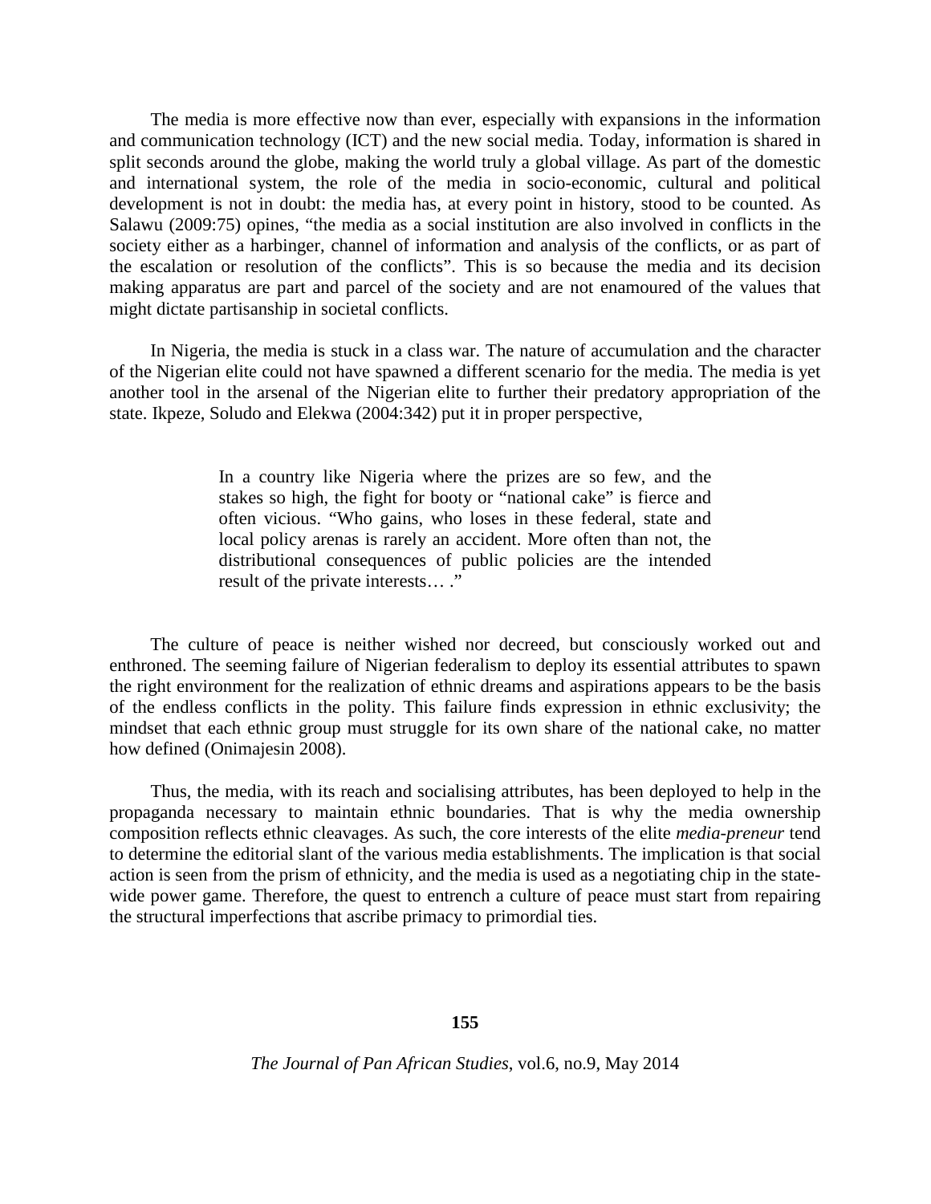The media is more effective now than ever, especially with expansions in the information and communication technology (ICT) and the new social media. Today, information is shared in split seconds around the globe, making the world truly a global village. As part of the domestic and international system, the role of the media in socio-economic, cultural and political development is not in doubt: the media has, at every point in history, stood to be counted. As Salawu (2009:75) opines, "the media as a social institution are also involved in conflicts in the society either as a harbinger, channel of information and analysis of the conflicts, or as part of the escalation or resolution of the conflicts". This is so because the media and its decision making apparatus are part and parcel of the society and are not enamoured of the values that might dictate partisanship in societal conflicts.

In Nigeria, the media is stuck in a class war. The nature of accumulation and the character of the Nigerian elite could not have spawned a different scenario for the media. The media is yet another tool in the arsenal of the Nigerian elite to further their predatory appropriation of the state. Ikpeze, Soludo and Elekwa (2004:342) put it in proper perspective,

> In a country like Nigeria where the prizes are so few, and the stakes so high, the fight for booty or "national cake" is fierce and often vicious. "Who gains, who loses in these federal, state and local policy arenas is rarely an accident. More often than not, the distributional consequences of public policies are the intended result of the private interests… ."

The culture of peace is neither wished nor decreed, but consciously worked out and enthroned. The seeming failure of Nigerian federalism to deploy its essential attributes to spawn the right environment for the realization of ethnic dreams and aspirations appears to be the basis of the endless conflicts in the polity. This failure finds expression in ethnic exclusivity; the mindset that each ethnic group must struggle for its own share of the national cake, no matter how defined (Onimajesin 2008).

Thus, the media, with its reach and socialising attributes, has been deployed to help in the propaganda necessary to maintain ethnic boundaries. That is why the media ownership composition reflects ethnic cleavages. As such, the core interests of the elite *media-preneur* tend to determine the editorial slant of the various media establishments. The implication is that social action is seen from the prism of ethnicity, and the media is used as a negotiating chip in the state-wide power game. Therefore, the quest to entrench a culture of peace must start from repairing the structural imperfections that ascribe primacy to primordial ties.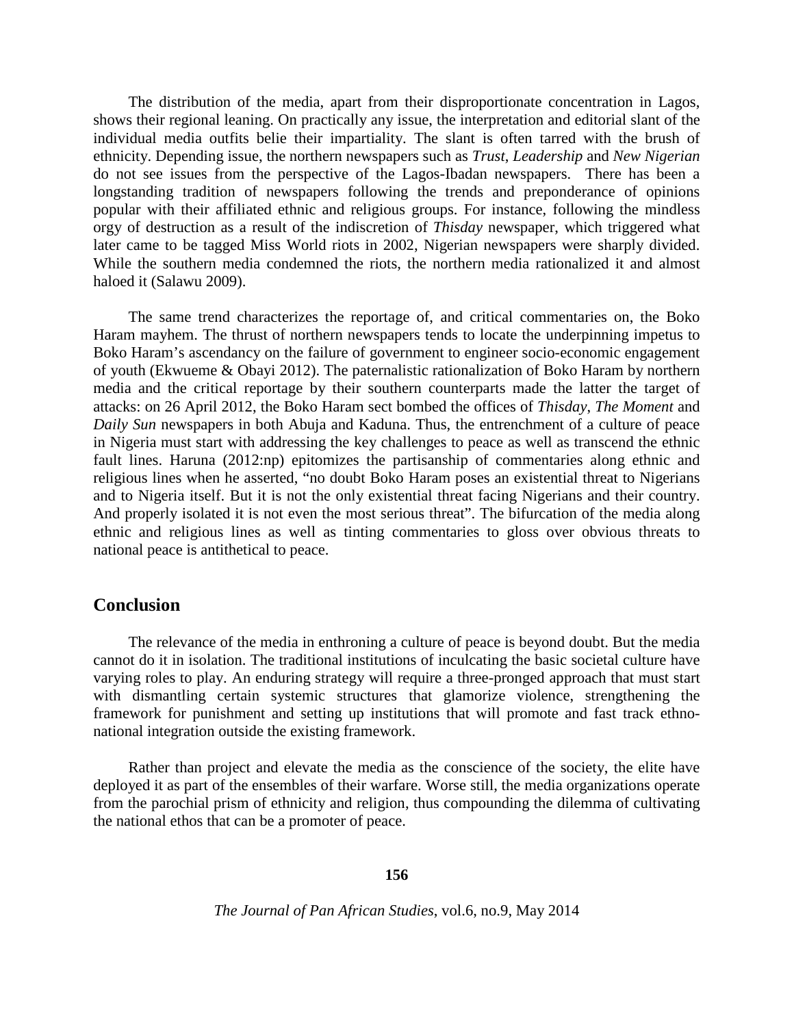The distribution of the media, apart from their disproportionate concentration in Lagos, shows their regional leaning. On practically any issue, the interpretation and editorial slant of the individual media outfits belie their impartiality. The slant is often tarred with the brush of ethnicity. Depending issue, the northern newspapers such as *Trust*, *Leadership* and *New Nigerian* do not see issues from the perspective of the Lagos-Ibadan newspapers. There has been a longstanding tradition of newspapers following the trends and preponderance of opinions popular with their affiliated ethnic and religious groups. For instance, following the mindless orgy of destruction as a result of the indiscretion of *Thisday* newspaper, which triggered what later came to be tagged Miss World riots in 2002, Nigerian newspapers were sharply divided. While the southern media condemned the riots, the northern media rationalized it and almost haloed it (Salawu 2009).

The same trend characterizes the reportage of, and critical commentaries on, the Boko Haram mayhem. The thrust of northern newspapers tends to locate the underpinning impetus to Boko Haram's ascendancy on the failure of government to engineer socio-economic engagement of youth (Ekwueme & Obayi 2012). The paternalistic rationalization of Boko Haram by northern media and the critical reportage by their southern counterparts made the latter the target of attacks: on 26 April 2012, the Boko Haram sect bombed the offices of *Thisday*, *The Moment* and *Daily Sun* newspapers in both Abuja and Kaduna. Thus, the entrenchment of a culture of peace in Nigeria must start with addressing the key challenges to peace as well as transcend the ethnic fault lines. Haruna (2012:np) epitomizes the partisanship of commentaries along ethnic and religious lines when he asserted, "no doubt Boko Haram poses an existential threat to Nigerians and to Nigeria itself. But it is not the only existential threat facing Nigerians and their country. And properly isolated it is not even the most serious threat". The bifurcation of the media along ethnic and religious lines as well as tinting commentaries to gloss over obvious threats to national peace is antithetical to peace.

## Conclusion

The relevance of the media in enthroning a culture of peace is beyond doubt. But the media cannot do it in isolation. The traditional institutions of inculcating the basic societal culture have varying roles to play. An enduring strategy will require a three-pronged approach that must start with dismantling certain systemic structures that glamorize violence, strengthening the framework for punishment and setting up institutions that will promote and fast track ethno-national integration outside the existing framework.

Rather than project and elevate the media as the conscience of the society, the elite have deployed it as part of the ensembles of their warfare. Worse still, the media organizations operate from the parochial prism of ethnicity and religion, thus compounding the dilemma of cultivating the national ethos that can be a promoter of peace.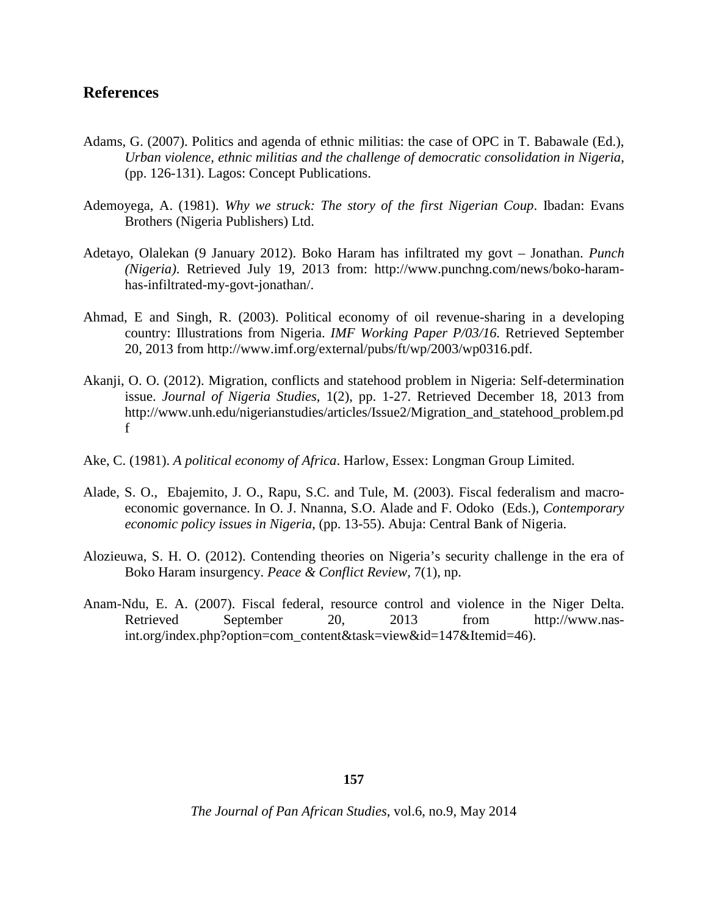## References

Adams, G. (2007). Politics and agenda of ethnic militias: the case of OPC in T. Babawale (Ed.), *Urban violence, ethnic militias and the challenge of democratic consolidation in Nigeria*, (pp. 126-131). Lagos: Concept Publications.

Ademoyega, A. (1981). *Why we struck: The story of the first Nigerian Coup*. Ibadan: Evans Brothers (Nigeria Publishers) Ltd.

Adetayo, Olalekan (9 January 2012). Boko Haram has infiltrated my govt – Jonathan. *Punch (Nigeria)*. Retrieved July 19, 2013 from: http://www.punchng.com/news/boko-haram-has-infiltrated-my-govt-jonathan/.

Ahmad, E and Singh, R. (2003). Political economy of oil revenue-sharing in a developing country: Illustrations from Nigeria. *IMF Working Paper P/03/16*. Retrieved September 20, 2013 from http://www.imf.org/external/pubs/ft/wp/2003/wp0316.pdf.

Akanji, O. O. (2012). Migration, conflicts and statehood problem in Nigeria: Self-determination issue. *Journal of Nigeria Studies*, 1(2), pp. 1-27. Retrieved December 18, 2013 from http://www.unh.edu/nigerianstudies/articles/Issue2/Migration_and_statehood_problem.pdf

Ake, C. (1981). *A political economy of Africa*. Harlow, Essex: Longman Group Limited.

Alade, S. O., Ebajemito, J. O., Rapu, S.C. and Tule, M. (2003). Fiscal federalism and macro-economic governance. In O. J. Nnanna, S.O. Alade and F. Odoko (Eds.), *Contemporary economic policy issues in Nigeria*, (pp. 13-55). Abuja: Central Bank of Nigeria.

Alozieuwa, S. H. O. (2012). Contending theories on Nigeria's security challenge in the era of Boko Haram insurgency. *Peace & Conflict Review*, 7(1), np.

Anam-Ndu, E. A. (2007). Fiscal federal, resource control and violence in the Niger Delta. Retrieved September 20, 2013 from http://www.nas-int.org/index.php?option=com_content&task=view&id=147&Itemid=46).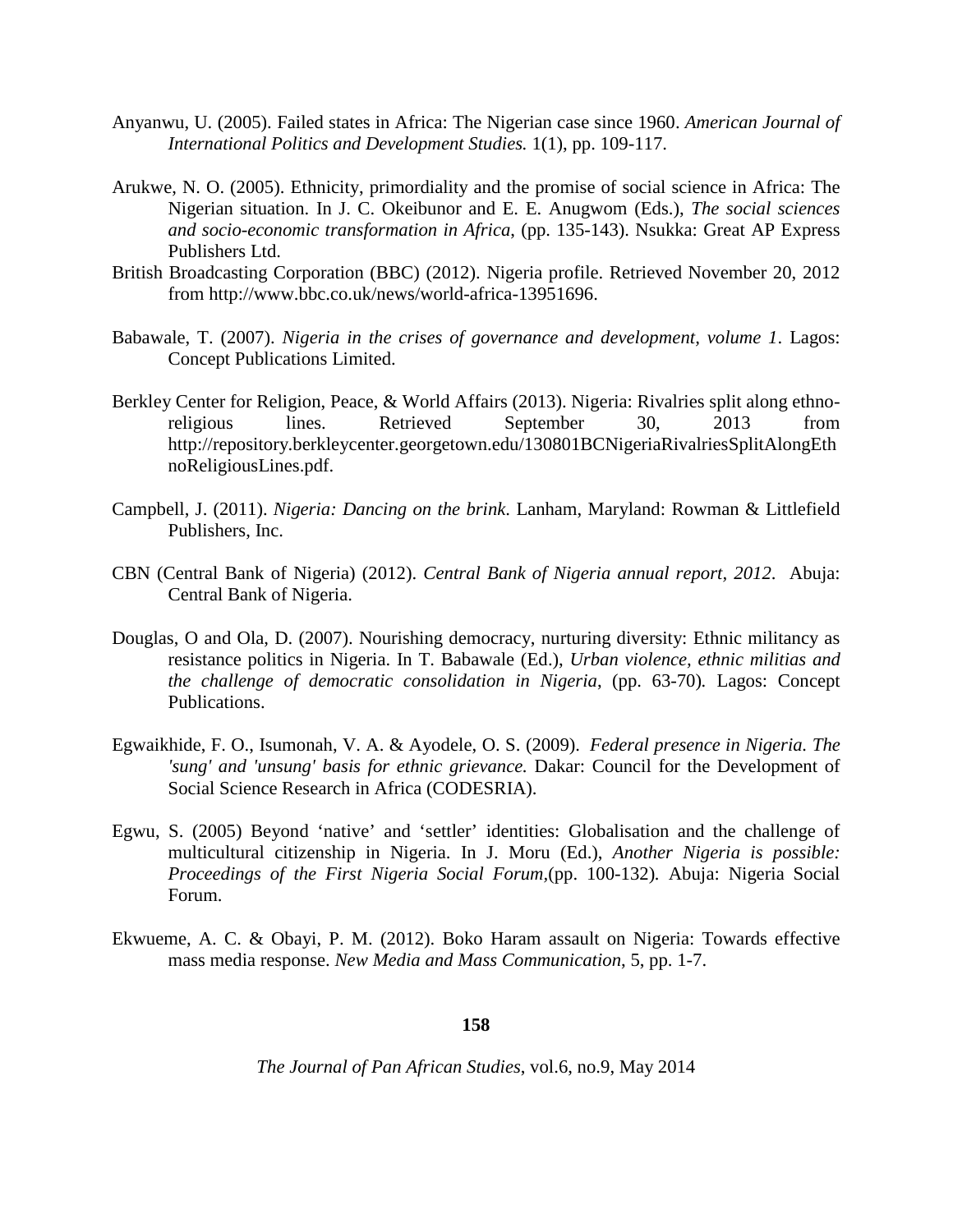Anyanwu, U. (2005). Failed states in Africa: The Nigerian case since 1960. *American Journal of International Politics and Development Studies.* 1(1), pp. 109-117.

Arukwe, N. O. (2005). Ethnicity, primordiality and the promise of social science in Africa: The Nigerian situation. In J. C. Okeibunor and E. E. Anugwom (Eds.), *The social sciences and socio-economic transformation in Africa*, (pp. 135-143). Nsukka: Great AP Express Publishers Ltd.

British Broadcasting Corporation (BBC) (2012). Nigeria profile. Retrieved November 20, 2012 from http://www.bbc.co.uk/news/world-africa-13951696.

Babawale, T. (2007). *Nigeria in the crises of governance and development, volume 1*. Lagos: Concept Publications Limited.

Berkley Center for Religion, Peace, & World Affairs (2013). Nigeria: Rivalries split along ethno-religious lines. Retrieved September 30, 2013 from http://repository.berkleycenter.georgetown.edu/130801BCNigeriaRivalriesSplitAlongEthnoReligiousLines.pdf.

Campbell, J. (2011). *Nigeria: Dancing on the brink*. Lanham, Maryland: Rowman & Littlefield Publishers, Inc.

CBN (Central Bank of Nigeria) (2012). *Central Bank of Nigeria annual report, 2012*. Abuja: Central Bank of Nigeria.

Douglas, O and Ola, D. (2007). Nourishing democracy, nurturing diversity: Ethnic militancy as resistance politics in Nigeria. In T. Babawale (Ed.), *Urban violence, ethnic militias and the challenge of democratic consolidation in Nigeria*, (pp. 63-70). Lagos: Concept Publications.

Egwaikhide, F. O., Isumonah, V. A. & Ayodele, O. S. (2009). *Federal presence in Nigeria. The 'sung' and 'unsung' basis for ethnic grievance.* Dakar: Council for the Development of Social Science Research in Africa (CODESRIA).

Egwu, S. (2005) Beyond 'native' and 'settler' identities: Globalisation and the challenge of multicultural citizenship in Nigeria. In J. Moru (Ed.), *Another Nigeria is possible: Proceedings of the First Nigeria Social Forum*,(pp. 100-132). Abuja: Nigeria Social Forum.

Ekwueme, A. C. & Obayi, P. M. (2012). Boko Haram assault on Nigeria: Towards effective mass media response. *New Media and Mass Communication*, 5, pp. 1-7.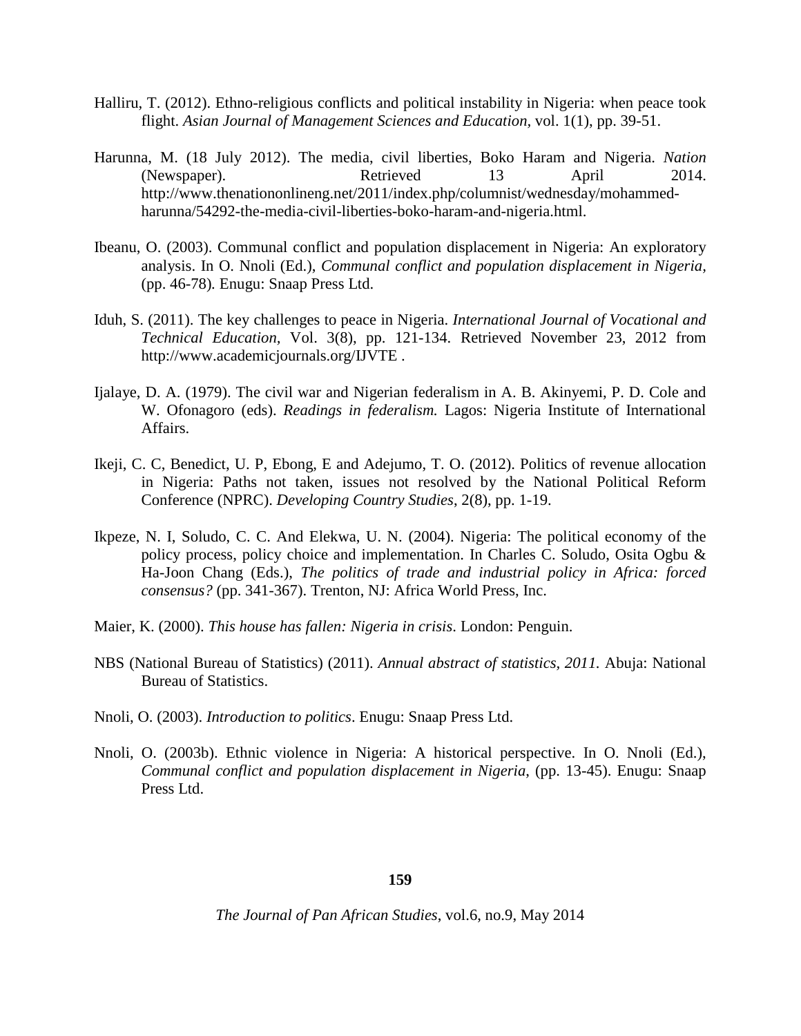Halliru, T. (2012). Ethno-religious conflicts and political instability in Nigeria: when peace took flight. *Asian Journal of Management Sciences and Education,* vol. 1(1), pp. 39-51.

Harunna, M. (18 July 2012). The media, civil liberties, Boko Haram and Nigeria. *Nation* (Newspaper). Retrieved 13 April 2014. http://www.thenationonlineng.net/2011/index.php/columnist/wednesday/mohammed-harunna/54292-the-media-civil-liberties-boko-haram-and-nigeria.html.

Ibeanu, O. (2003). Communal conflict and population displacement in Nigeria: An exploratory analysis. In O. Nnoli (Ed.), *Communal conflict and population displacement in Nigeria,* (pp. 46-78). Enugu: Snaap Press Ltd.

Iduh, S. (2011). The key challenges to peace in Nigeria. *International Journal of Vocational and Technical Education,* Vol. 3(8), pp. 121-134. Retrieved November 23, 2012 from http://www.academicjournals.org/IJVTE .

Ijalaye, D. A. (1979). The civil war and Nigerian federalism in A. B. Akinyemi, P. D. Cole and W. Ofonagoro (eds). *Readings in federalism.* Lagos: Nigeria Institute of International Affairs.

Ikeji, C. C, Benedict, U. P, Ebong, E and Adejumo, T. O. (2012). Politics of revenue allocation in Nigeria: Paths not taken, issues not resolved by the National Political Reform Conference (NPRC). *Developing Country Studies*, 2(8), pp. 1-19.

Ikpeze, N. I, Soludo, C. C. And Elekwa, U. N. (2004). Nigeria: The political economy of the policy process, policy choice and implementation. In Charles C. Soludo, Osita Ogbu & Ha-Joon Chang (Eds.), *The politics of trade and industrial policy in Africa: forced consensus?* (pp. 341-367). Trenton, NJ: Africa World Press, Inc.

Maier, K. (2000). *This house has fallen: Nigeria in crisis*. London: Penguin.

NBS (National Bureau of Statistics) (2011). *Annual abstract of statistics, 2011.* Abuja: National Bureau of Statistics.

Nnoli, O. (2003). *Introduction to politics*. Enugu: Snaap Press Ltd.

Nnoli, O. (2003b). Ethnic violence in Nigeria: A historical perspective. In O. Nnoli (Ed.), *Communal conflict and population displacement in Nigeria*, (pp. 13-45). Enugu: Snaap Press Ltd.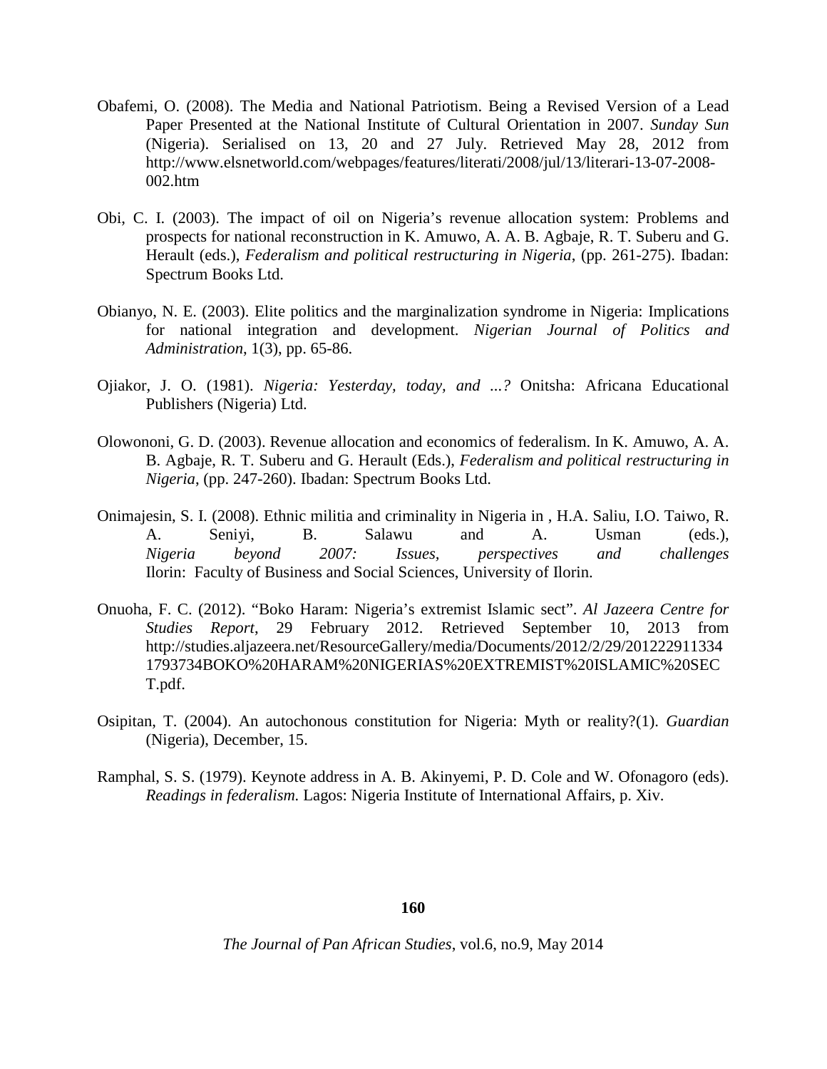Obafemi, O. (2008). The Media and National Patriotism. Being a Revised Version of a Lead Paper Presented at the National Institute of Cultural Orientation in 2007. *Sunday Sun* (Nigeria). Serialised on 13, 20 and 27 July. Retrieved May 28, 2012 from http://www.elsnetworld.com/webpages/features/literati/2008/jul/13/literari-13-07-2008-002.htm

Obi, C. I. (2003). The impact of oil on Nigeria's revenue allocation system: Problems and prospects for national reconstruction in K. Amuwo, A. A. B. Agbaje, R. T. Suberu and G. Herault (eds.), *Federalism and political restructuring in Nigeria*, (pp. 261-275). Ibadan: Spectrum Books Ltd.

Obianyo, N. E. (2003). Elite politics and the marginalization syndrome in Nigeria: Implications for national integration and development. *Nigerian Journal of Politics and Administration*, 1(3), pp. 65-86.

Ojiakor, J. O. (1981). *Nigeria: Yesterday, today, and ...?* Onitsha: Africana Educational Publishers (Nigeria) Ltd.

Olowononi, G. D. (2003). Revenue allocation and economics of federalism. In K. Amuwo, A. A. B. Agbaje, R. T. Suberu and G. Herault (Eds.), *Federalism and political restructuring in Nigeria*, (pp. 247-260). Ibadan: Spectrum Books Ltd.

Onimajesin, S. I. (2008). Ethnic militia and criminality in Nigeria in , H.A. Saliu, I.O. Taiwo, R. A. Seniyi, B. Salawu and A. Usman (eds.), *Nigeria beyond 2007: Issues, perspectives and challenges* Ilorin: Faculty of Business and Social Sciences, University of Ilorin.

Onuoha, F. C. (2012). "Boko Haram: Nigeria's extremist Islamic sect". *Al Jazeera Centre for Studies Report*, 29 February 2012. Retrieved September 10, 2013 from http://studies.aljazeera.net/ResourceGallery/media/Documents/2012/2/29/2012229113341793734BOKO%20HARAM%20NIGERIAS%20EXTREMIST%20ISLAMIC%20SECT.pdf.

Osipitan, T. (2004). An autochonous constitution for Nigeria: Myth or reality?(1). *Guardian* (Nigeria), December, 15.

Ramphal, S. S. (1979). Keynote address in A. B. Akinyemi, P. D. Cole and W. Ofonagoro (eds). *Readings in federalism.* Lagos: Nigeria Institute of International Affairs, p. Xiv.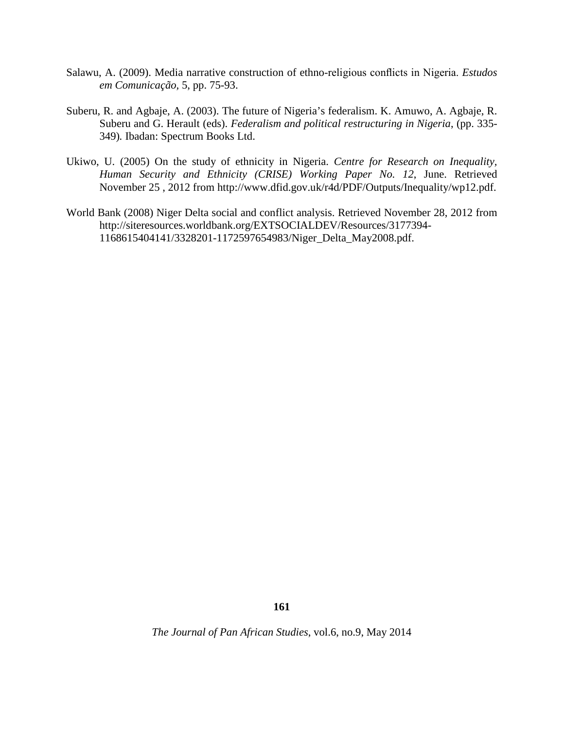Salawu, A. (2009). Media narrative construction of ethno-religious conflicts in Nigeria. *Estudos em Comunicação*, 5, pp. 75-93.

Suberu, R. and Agbaje, A. (2003). The future of Nigeria's federalism. K. Amuwo, A. Agbaje, R. Suberu and G. Herault (eds). *Federalism and political restructuring in Nigeria*, (pp. 335-349). Ibadan: Spectrum Books Ltd.

Ukiwo, U. (2005) On the study of ethnicity in Nigeria. *Centre for Research on Inequality, Human Security and Ethnicity (CRISE) Working Paper No. 12*, June. Retrieved November 25 , 2012 from http://www.dfid.gov.uk/r4d/PDF/Outputs/Inequality/wp12.pdf.

World Bank (2008) Niger Delta social and conflict analysis. Retrieved November 28, 2012 from http://siteresources.worldbank.org/EXTSOCIALDEV/Resources/3177394-1168615404141/3328201-1172597654983/Niger_Delta_May2008.pdf.